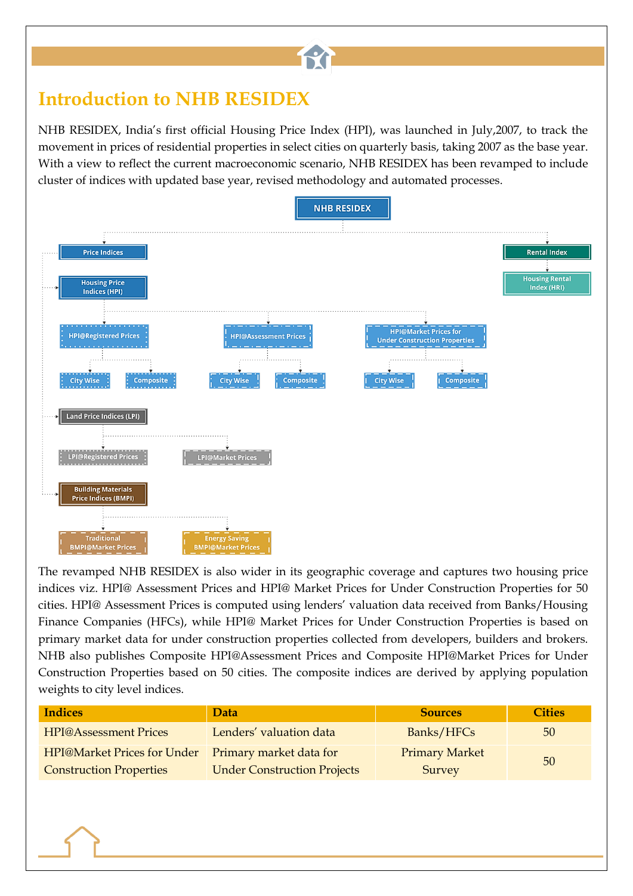# Introduction to NHB RESIDEX

NHB RESIDEX, India's first official Housing Price Index (HPI), was launched in July,2007, to track the movement in prices of residential properties in select cities on quarterly basis, taking 2007 as the base year. With a view to reflect the current macroeconomic scenario, NHB RESIDEX has been revamped to include cluster of indices with updated base year, revised methodology and automated processes.

- NHB RESIDEX
  - Price Indices
    - Housing Price Indices (HPI)
      - HPI@Registered Prices
        - City Wise
        - Composite
      - HPI@Assessment Prices
        - City Wise
        - Composite
      - HPI@Market Prices for Under Construction Properties
        - City Wise
        - Composite
    - Land Price Indices (LPI)
      - LPI@Registered Prices
      - LPI@Market Prices
    - Building Materials Price Indices (BMPI)
      - Traditional BMPI@Market Prices
      - Energy Saving BMPI@Market Prices
  - Rental Index
    - Housing Rental Index (HRI)

The revamped NHB RESIDEX is also wider in its geographic coverage and captures two housing price indices viz. HPI@ Assessment Prices and HPI@ Market Prices for Under Construction Properties for 50 cities. HPI@ Assessment Prices is computed using lenders' valuation data received from Banks/Housing Finance Companies (HFCs), while HPI@ Market Prices for Under Construction Properties is based on primary market data for under construction properties collected from developers, builders and brokers. NHB also publishes Composite HPI@Assessment Prices and Composite HPI@Market Prices for Under Construction Properties based on 50 cities. The composite indices are derived by applying population weights to city level indices.

| Indices | Data | Sources | Cities |
|---|---|---|---|
| HPI@Assessment Prices | Lenders' valuation data | Banks/HFCs | 50 |
| HPI@Market Prices for Under Construction Properties | Primary market data for Under Construction Projects | Primary Market Survey | 50 |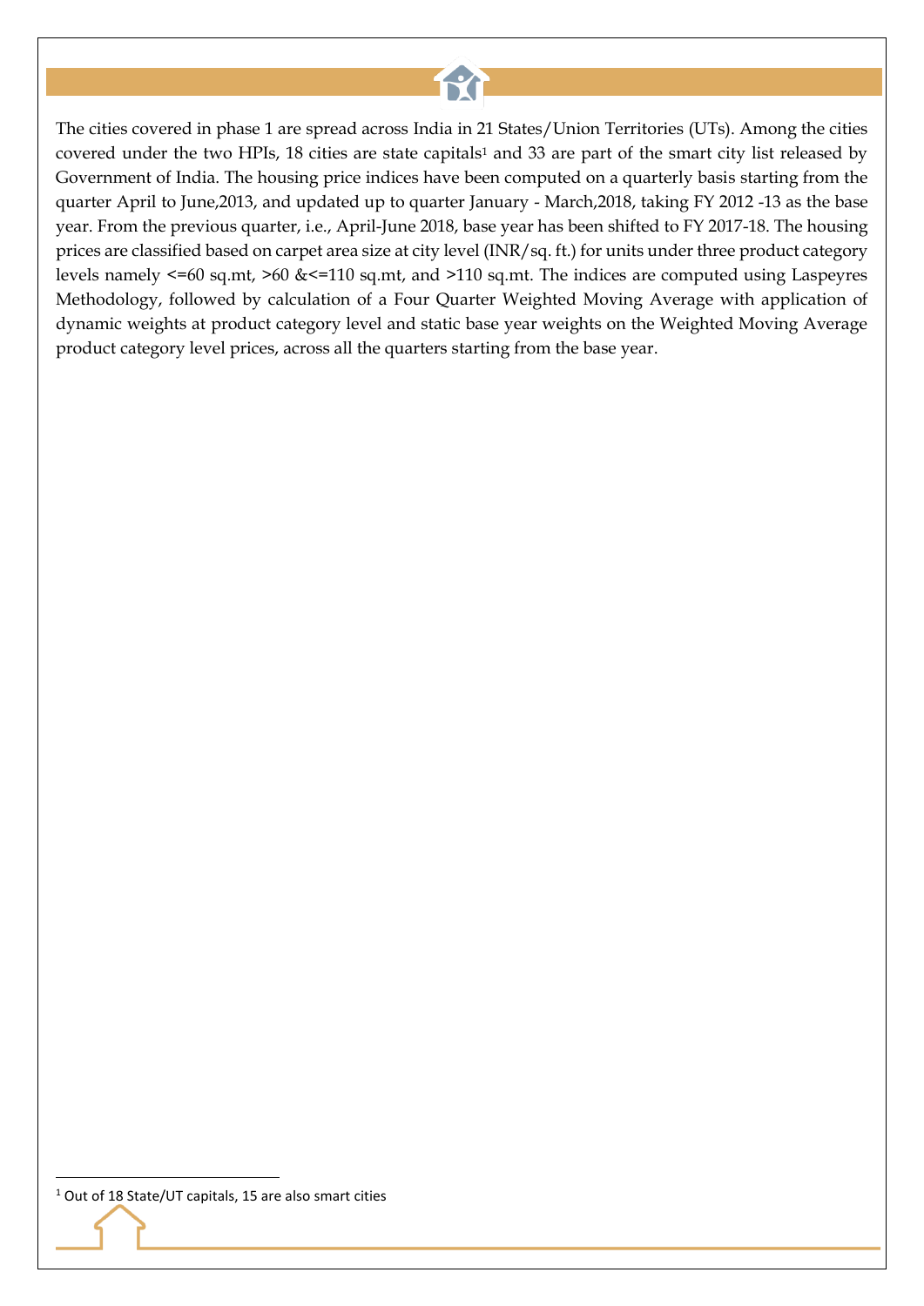The cities covered in phase 1 are spread across India in 21 States/Union Territories (UTs). Among the cities covered under the two HPIs, 18 cities are state capitals[1] and 33 are part of the smart city list released by Government of India. The housing price indices have been computed on a quarterly basis starting from the quarter April to June,2013, and updated up to quarter January - March,2018, taking FY 2012 -13 as the base year. From the previous quarter, i.e., April-June 2018, base year has been shifted to FY 2017-18. The housing prices are classified based on carpet area size at city level (INR/sq. ft.) for units under three product category levels namely <=60 sq.mt, >60 &<=110 sq.mt, and >110 sq.mt. The indices are computed using Laspeyres Methodology, followed by calculation of a Four Quarter Weighted Moving Average with application of dynamic weights at product category level and static base year weights on the Weighted Moving Average product category level prices, across all the quarters starting from the base year.

[1] Out of 18 State/UT capitals, 15 are also smart cities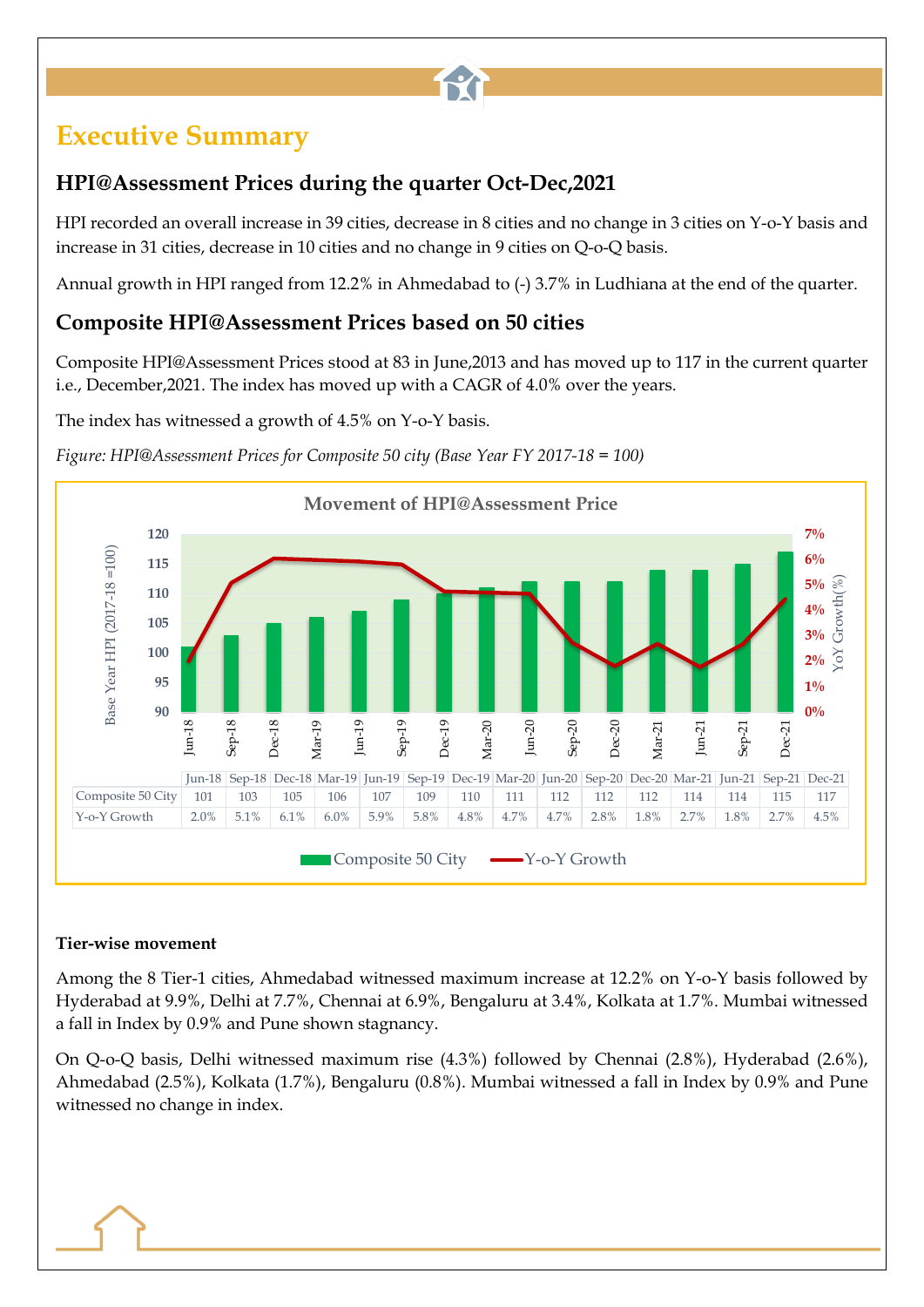# Executive Summary

## HPI@Assessment Prices during the quarter Oct-Dec,2021

HPI recorded an overall increase in 39 cities, decrease in 8 cities and no change in 3 cities on Y-o-Y basis and increase in 31 cities, decrease in 10 cities and no change in 9 cities on Q-o-Q basis.

Annual growth in HPI ranged from 12.2% in Ahmedabad to (-) 3.7% in Ludhiana at the end of the quarter.

## Composite HPI@Assessment Prices based on 50 cities

Composite HPI@Assessment Prices stood at 83 in June,2013 and has moved up to 117 in the current quarter i.e., December,2021. The index has moved up with a CAGR of 4.0% over the years.

The index has witnessed a growth of 4.5% on Y-o-Y basis.

*Figure: HPI@Assessment Prices for Composite 50 city (Base Year FY 2017-18 = 100)*

Movement of HPI@Assessment Price

| | Jun-18 | Sep-18 | Dec-18 | Mar-19 | Jun-19 | Sep-19 | Dec-19 | Mar-20 | Jun-20 | Sep-20 | Dec-20 | Mar-21 | Jun-21 | Sep-21 | Dec-21 |
|---|---|---|---|---|---|---|---|---|---|---|---|---|---|---|---|
| Composite 50 City | 101 | 103 | 105 | 106 | 107 | 109 | 110 | 111 | 112 | 112 | 112 | 114 | 114 | 115 | 117 |
| Y-o-Y Growth | 2.0% | 5.1% | 6.1% | 6.0% | 5.9% | 5.8% | 4.8% | 4.7% | 4.7% | 2.8% | 1.8% | 2.7% | 1.8% | 2.7% | 4.5% |

**Tier-wise movement**

Among the 8 Tier-1 cities, Ahmedabad witnessed maximum increase at 12.2% on Y-o-Y basis followed by Hyderabad at 9.9%, Delhi at 7.7%, Chennai at 6.9%, Bengaluru at 3.4%, Kolkata at 1.7%. Mumbai witnessed a fall in Index by 0.9% and Pune shown stagnancy.

On Q-o-Q basis, Delhi witnessed maximum rise (4.3%) followed by Chennai (2.8%), Hyderabad (2.6%), Ahmedabad (2.5%), Kolkata (1.7%), Bengaluru (0.8%). Mumbai witnessed a fall in Index by 0.9% and Pune witnessed no change in index.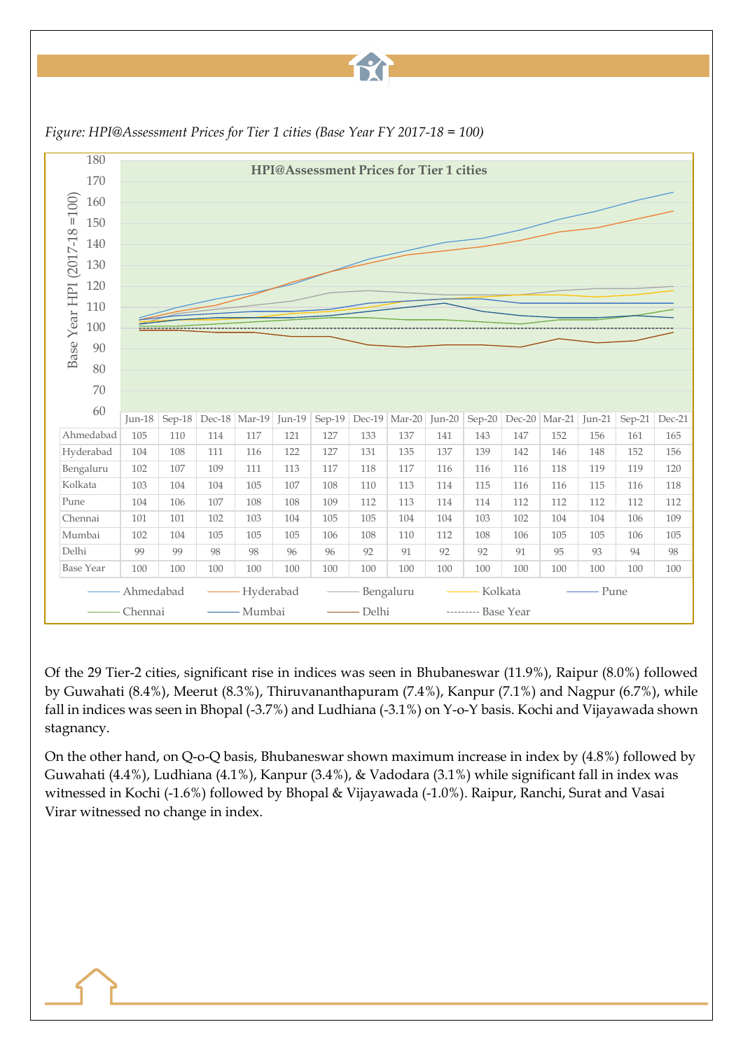*Figure: HPI@Assessment Prices for Tier 1 cities (Base Year FY 2017-18 = 100)*

**HPI@Assessment Prices for Tier 1 cities**

| | Jun-18 | Sep-18 | Dec-18 | Mar-19 | Jun-19 | Sep-19 | Dec-19 | Mar-20 | Jun-20 | Sep-20 | Dec-20 | Mar-21 | Jun-21 | Sep-21 | Dec-21 |
|---|---|---|---|---|---|---|---|---|---|---|---|---|---|---|---|
| Ahmedabad | 105 | 110 | 114 | 117 | 121 | 127 | 133 | 137 | 141 | 143 | 147 | 152 | 156 | 161 | 165 |
| Hyderabad | 104 | 108 | 111 | 116 | 122 | 127 | 131 | 135 | 137 | 139 | 142 | 146 | 148 | 152 | 156 |
| Bengaluru | 102 | 107 | 109 | 111 | 113 | 117 | 118 | 117 | 116 | 116 | 116 | 118 | 119 | 119 | 120 |
| Kolkata | 103 | 104 | 104 | 105 | 107 | 108 | 110 | 113 | 114 | 115 | 116 | 116 | 115 | 116 | 118 |
| Pune | 104 | 106 | 107 | 108 | 108 | 109 | 112 | 113 | 114 | 114 | 112 | 112 | 112 | 112 | 112 |
| Chennai | 101 | 101 | 102 | 103 | 104 | 105 | 105 | 104 | 104 | 103 | 102 | 104 | 104 | 106 | 109 |
| Mumbai | 102 | 104 | 105 | 105 | 105 | 106 | 108 | 110 | 112 | 108 | 106 | 105 | 105 | 106 | 105 |
| Delhi | 99 | 99 | 98 | 98 | 96 | 96 | 92 | 91 | 92 | 92 | 91 | 95 | 93 | 94 | 98 |
| Base Year | 100 | 100 | 100 | 100 | 100 | 100 | 100 | 100 | 100 | 100 | 100 | 100 | 100 | 100 | 100 |

Of the 29 Tier-2 cities, significant rise in indices was seen in Bhubaneswar (11.9%), Raipur (8.0%) followed by Guwahati (8.4%), Meerut (8.3%), Thiruvananthapuram (7.4%), Kanpur (7.1%) and Nagpur (6.7%), while fall in indices was seen in Bhopal (-3.7%) and Ludhiana (-3.1%) on Y-o-Y basis. Kochi and Vijayawada shown stagnancy.

On the other hand, on Q-o-Q basis, Bhubaneswar shown maximum increase in index by (4.8%) followed by Guwahati (4.4%), Ludhiana (4.1%), Kanpur (3.4%), & Vadodara (3.1%) while significant fall in index was witnessed in Kochi (-1.6%) followed by Bhopal & Vijayawada (-1.0%). Raipur, Ranchi, Surat and Vasai Virar witnessed no change in index.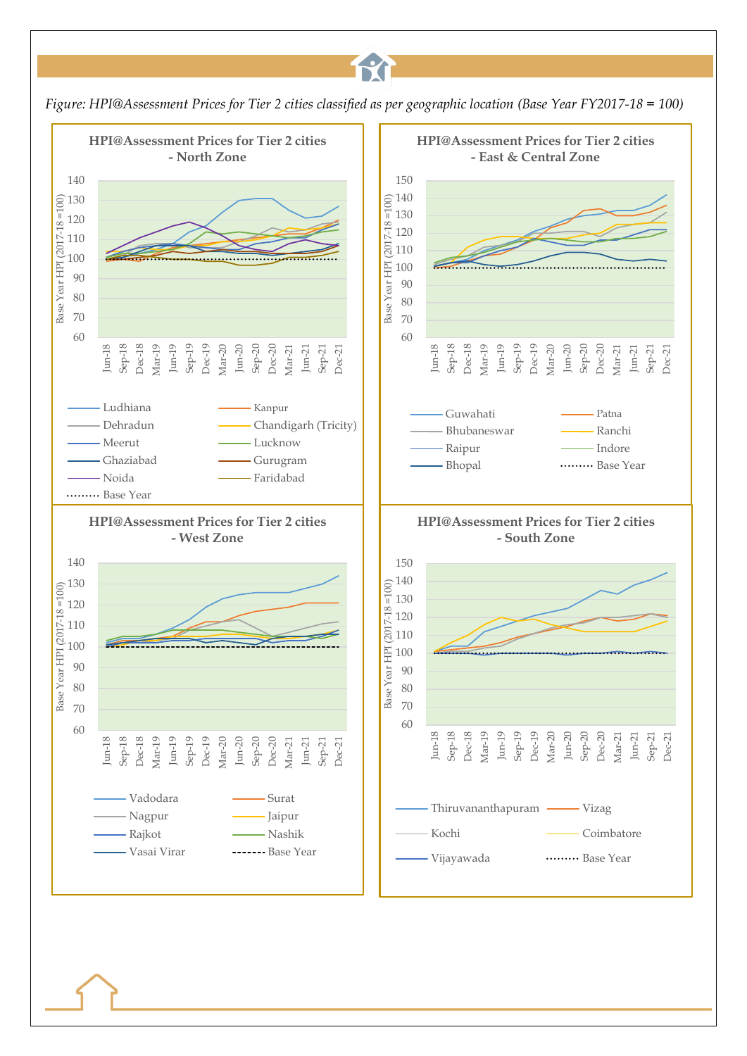*Figure: HPI@Assessment Prices for Tier 2 cities classified as per geographic location (Base Year FY2017-18 = 100)*

**HPI@Assessment Prices for Tier 2 cities - North Zone**

Legend: Ludhiana, Kanpur, Dehradun, Chandigarh (Tricity), Meerut, Lucknow, Ghaziabad, Gurugram, Noida, Faridabad, Base Year

**HPI@Assessment Prices for Tier 2 cities - East & Central Zone**

Legend: Guwahati, Patna, Bhubaneswar, Ranchi, Raipur, Indore, Bhopal, Base Year

**HPI@Assessment Prices for Tier 2 cities - West Zone**

Legend: Vadodara, Surat, Nagpur, Jaipur, Rajkot, Nashik, Vasai Virar, Base Year

**HPI@Assessment Prices for Tier 2 cities - South Zone**

Legend: Thiruvananthapuram, Vizag, Kochi, Coimbatore, Vijayawada, Base Year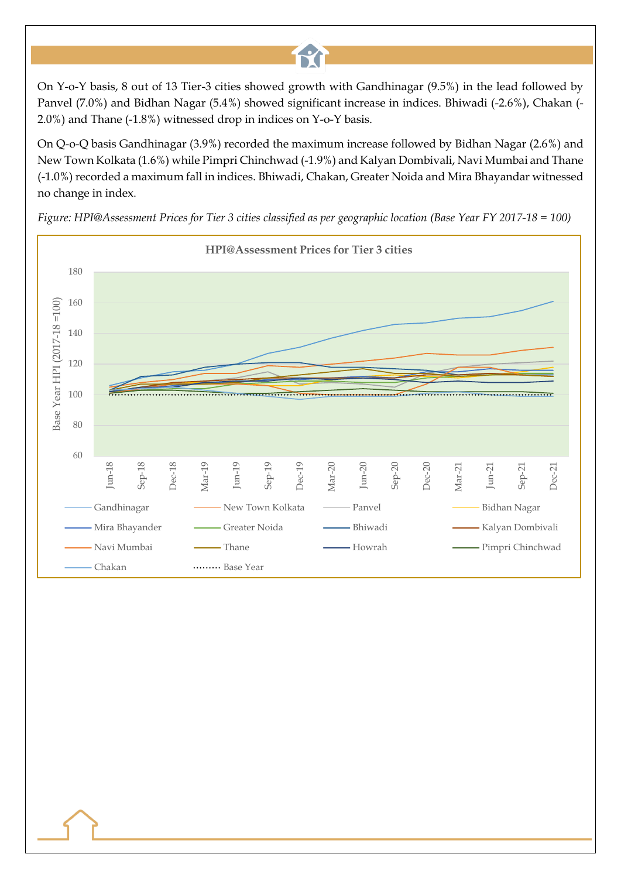On Y-o-Y basis, 8 out of 13 Tier-3 cities showed growth with Gandhinagar (9.5%) in the lead followed by Panvel (7.0%) and Bidhan Nagar (5.4%) showed significant increase in indices. Bhiwadi (-2.6%), Chakan (-2.0%) and Thane (-1.8%) witnessed drop in indices on Y-o-Y basis.

On Q-o-Q basis Gandhinagar (3.9%) recorded the maximum increase followed by Bidhan Nagar (2.6%) and New Town Kolkata (1.6%) while Pimpri Chinchwad (-1.9%) and Kalyan Dombivali, Navi Mumbai and Thane (-1.0%) recorded a maximum fall in indices. Bhiwadi, Chakan, Greater Noida and Mira Bhayandar witnessed no change in index.

*Figure: HPI@Assessment Prices for Tier 3 cities classified as per geographic location (Base Year FY 2017-18 = 100)*

**HPI@Assessment Prices for Tier 3 cities**

Y-axis: Base Year HPI (2017-18 =100), ranging 60 to 180

X-axis: Jun-18, Sep-18, Dec-18, Mar-19, Jun-19, Sep-19, Dec-19, Mar-20, Jun-20, Sep-20, Dec-20, Mar-21, Jun-21, Sep-21, Dec-21

Legend: Gandhinagar, New Town Kolkata, Panvel, Bidhan Nagar, Mira Bhayander, Greater Noida, Bhiwadi, Kalyan Dombivali, Navi Mumbai, Thane, Howrah, Pimpri Chinchwad, Chakan, Base Year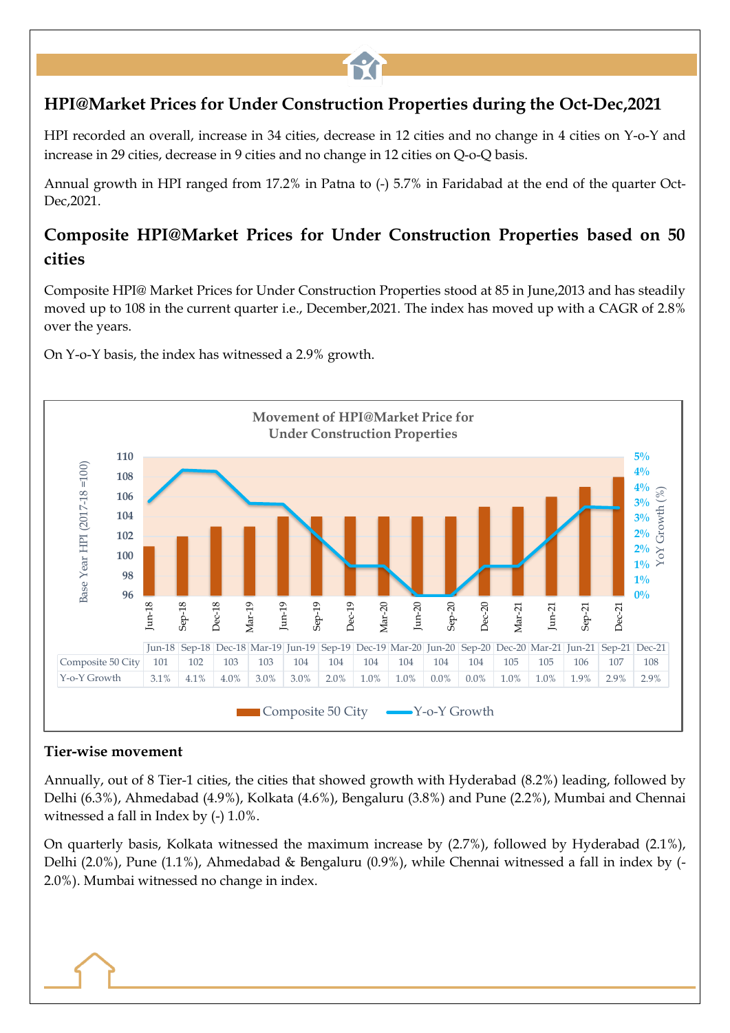## HPI@Market Prices for Under Construction Properties during the Oct-Dec,2021

HPI recorded an overall, increase in 34 cities, decrease in 12 cities and no change in 4 cities on Y-o-Y and increase in 29 cities, decrease in 9 cities and no change in 12 cities on Q-o-Q basis.

Annual growth in HPI ranged from 17.2% in Patna to (-) 5.7% in Faridabad at the end of the quarter Oct-Dec,2021.

## Composite HPI@Market Prices for Under Construction Properties based on 50 cities

Composite HPI@ Market Prices for Under Construction Properties stood at 85 in June,2013 and has steadily moved up to 108 in the current quarter i.e., December,2021. The index has moved up with a CAGR of 2.8% over the years.

On Y-o-Y basis, the index has witnessed a 2.9% growth.

Movement of HPI@Market Price for Under Construction Properties

| | Jun-18 | Sep-18 | Dec-18 | Mar-19 | Jun-19 | Sep-19 | Dec-19 | Mar-20 | Jun-20 | Sep-20 | Dec-20 | Mar-21 | Jun-21 | Sep-21 | Dec-21 |
|---|---|---|---|---|---|---|---|---|---|---|---|---|---|---|---|
| Composite 50 City | 101 | 102 | 103 | 103 | 104 | 104 | 104 | 104 | 104 | 104 | 105 | 105 | 106 | 107 | 108 |
| Y-o-Y Growth | 3.1% | 4.1% | 4.0% | 3.0% | 3.0% | 2.0% | 1.0% | 1.0% | 0.0% | 0.0% | 1.0% | 1.0% | 1.9% | 2.9% | 2.9% |

### Tier-wise movement

Annually, out of 8 Tier-1 cities, the cities that showed growth with Hyderabad (8.2%) leading, followed by Delhi (6.3%), Ahmedabad (4.9%), Kolkata (4.6%), Bengaluru (3.8%) and Pune (2.2%), Mumbai and Chennai witnessed a fall in Index by (-) 1.0%.

On quarterly basis, Kolkata witnessed the maximum increase by (2.7%), followed by Hyderabad (2.1%), Delhi (2.0%), Pune (1.1%), Ahmedabad & Bengaluru (0.9%), while Chennai witnessed a fall in index by (-2.0%). Mumbai witnessed no change in index.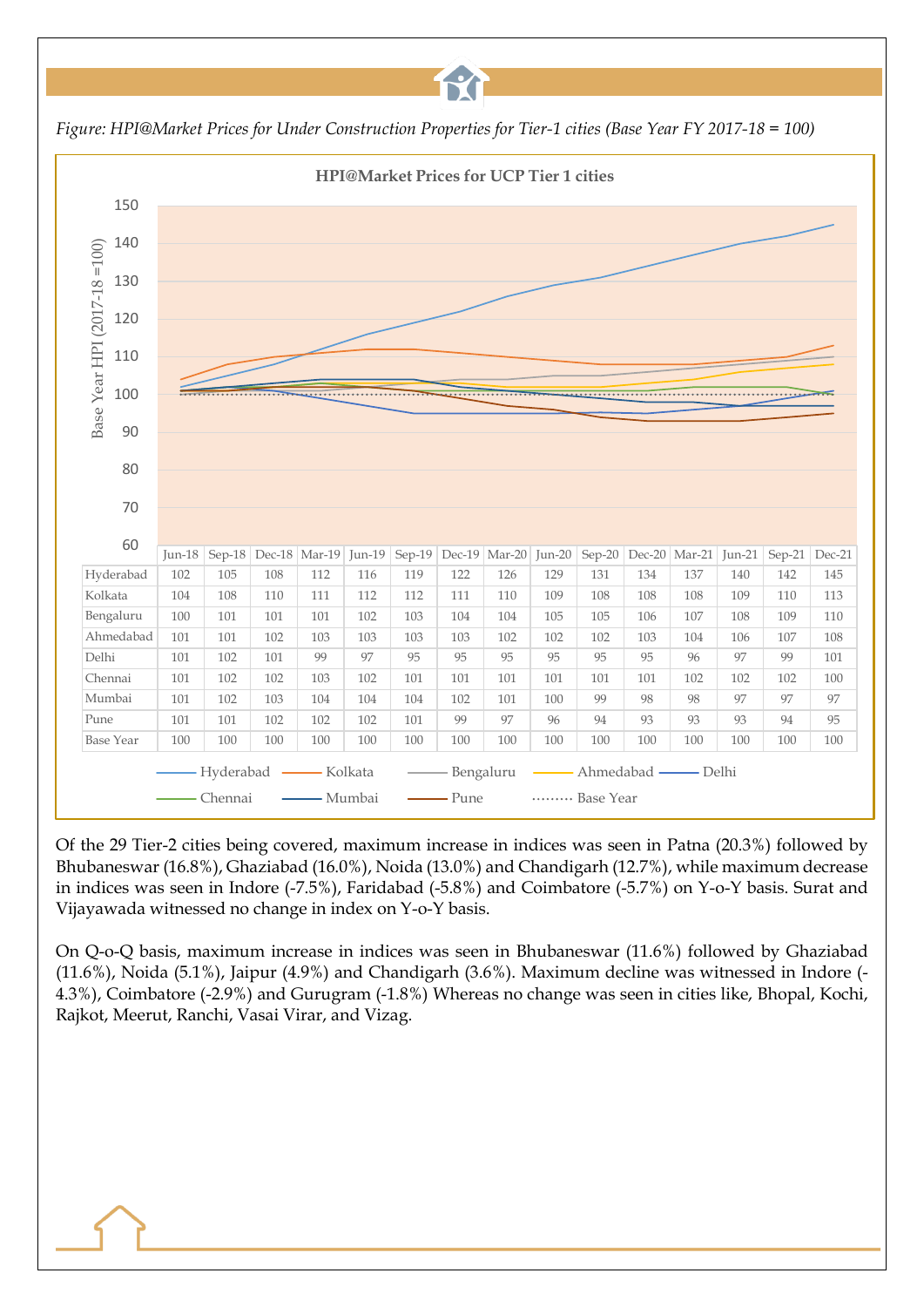*Figure: HPI@Market Prices for Under Construction Properties for Tier-1 cities (Base Year FY 2017-18 = 100)*

**HPI@Market Prices for UCP Tier 1 cities**

| | Jun-18 | Sep-18 | Dec-18 | Mar-19 | Jun-19 | Sep-19 | Dec-19 | Mar-20 | Jun-20 | Sep-20 | Dec-20 | Mar-21 | Jun-21 | Sep-21 | Dec-21 |
|---|---|---|---|---|---|---|---|---|---|---|---|---|---|---|---|
| Hyderabad | 102 | 105 | 108 | 112 | 116 | 119 | 122 | 126 | 129 | 131 | 134 | 137 | 140 | 142 | 145 |
| Kolkata | 104 | 108 | 110 | 111 | 112 | 112 | 111 | 110 | 109 | 108 | 108 | 108 | 109 | 110 | 113 |
| Bengaluru | 100 | 101 | 101 | 101 | 102 | 103 | 104 | 104 | 105 | 105 | 106 | 107 | 108 | 109 | 110 |
| Ahmedabad | 101 | 101 | 102 | 103 | 103 | 103 | 103 | 102 | 102 | 102 | 103 | 104 | 106 | 107 | 108 |
| Delhi | 101 | 102 | 101 | 99 | 97 | 95 | 95 | 95 | 95 | 95 | 95 | 96 | 97 | 99 | 101 |
| Chennai | 101 | 102 | 102 | 103 | 102 | 101 | 101 | 101 | 101 | 101 | 101 | 102 | 102 | 102 | 100 |
| Mumbai | 101 | 102 | 103 | 104 | 104 | 104 | 102 | 101 | 100 | 99 | 98 | 98 | 97 | 97 | 97 |
| Pune | 101 | 101 | 102 | 102 | 102 | 101 | 99 | 97 | 96 | 94 | 93 | 93 | 93 | 94 | 95 |
| Base Year | 100 | 100 | 100 | 100 | 100 | 100 | 100 | 100 | 100 | 100 | 100 | 100 | 100 | 100 | 100 |

Of the 29 Tier-2 cities being covered, maximum increase in indices was seen in Patna (20.3%) followed by Bhubaneswar (16.8%), Ghaziabad (16.0%), Noida (13.0%) and Chandigarh (12.7%), while maximum decrease in indices was seen in Indore (-7.5%), Faridabad (-5.8%) and Coimbatore (-5.7%) on Y-o-Y basis. Surat and Vijayawada witnessed no change in index on Y-o-Y basis.

On Q-o-Q basis, maximum increase in indices was seen in Bhubaneswar (11.6%) followed by Ghaziabad (11.6%), Noida (5.1%), Jaipur (4.9%) and Chandigarh (3.6%). Maximum decline was witnessed in Indore (-4.3%), Coimbatore (-2.9%) and Gurugram (-1.8%) Whereas no change was seen in cities like, Bhopal, Kochi, Rajkot, Meerut, Ranchi, Vasai Virar, and Vizag.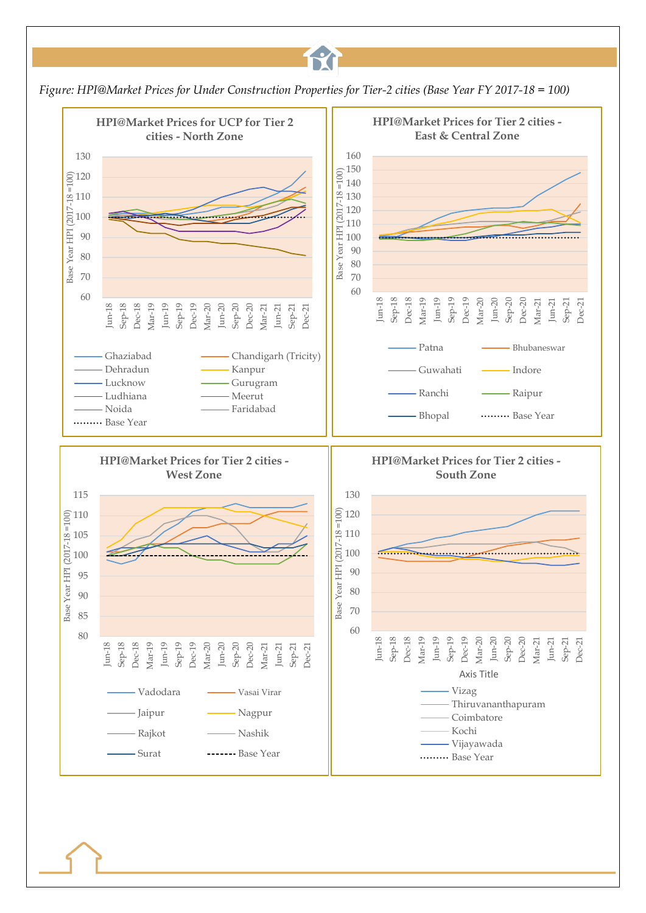*Figure: HPI@Market Prices for Under Construction Properties for Tier-2 cities (Base Year FY 2017-18 = 100)*

**HPI@Market Prices for UCP for Tier 2 cities - North Zone**

Base Year HPI (2017-18 =100)

Jun-18, Sep-18, Dec-18, Mar-19, Jun-19, Sep-19, Dec-19, Mar-20, Jun-20, Sep-20, Dec-20, Mar-21, Jun-21, Sep-21, Dec-21

Legend: Ghaziabad, Chandigarh (Tricity), Dehradun, Kanpur, Lucknow, Gurugram, Ludhiana, Meerut, Noida, Faridabad, Base Year

**HPI@Market Prices for Tier 2 cities - East & Central Zone**

Base Year HPI (2017-18 =100)

Jun-18, Sep-18, Dec-18, Mar-19, Jun-19, Sep-19, Dec-19, Mar-20, Jun-20, Sep-20, Dec-20, Mar-21, Jun-21, Sep-21, Dec-21

Legend: Patna, Bhubaneswar, Guwahati, Indore, Ranchi, Raipur, Bhopal, Base Year

**HPI@Market Prices for Tier 2 cities - West Zone**

Base Year HPI (2017-18 =100)

Jun-18, Sep-18, Dec-18, Mar-19, Jun-19, Sep-19, Dec-19, Mar-20, Jun-20, Sep-20, Dec-20, Mar-21, Jun-21, Sep-21, Dec-21

Legend: Vadodara, Vasai Virar, Jaipur, Nagpur, Rajkot, Nashik, Surat, Base Year

**HPI@Market Prices for Tier 2 cities - South Zone**

Base Year HPI (2017-18 =100)

Jun-18, Sep-18, Dec-18, Mar-19, Jun-19, Sep-19, Dec-19, Mar-20, Jun-20, Sep-20, Dec-20, Mar-21, Jun-21, Sep-21, Dec-21

Axis Title

Legend: Vizag, Thiruvananthapuram, Coimbatore, Kochi, Vijayawada, Base Year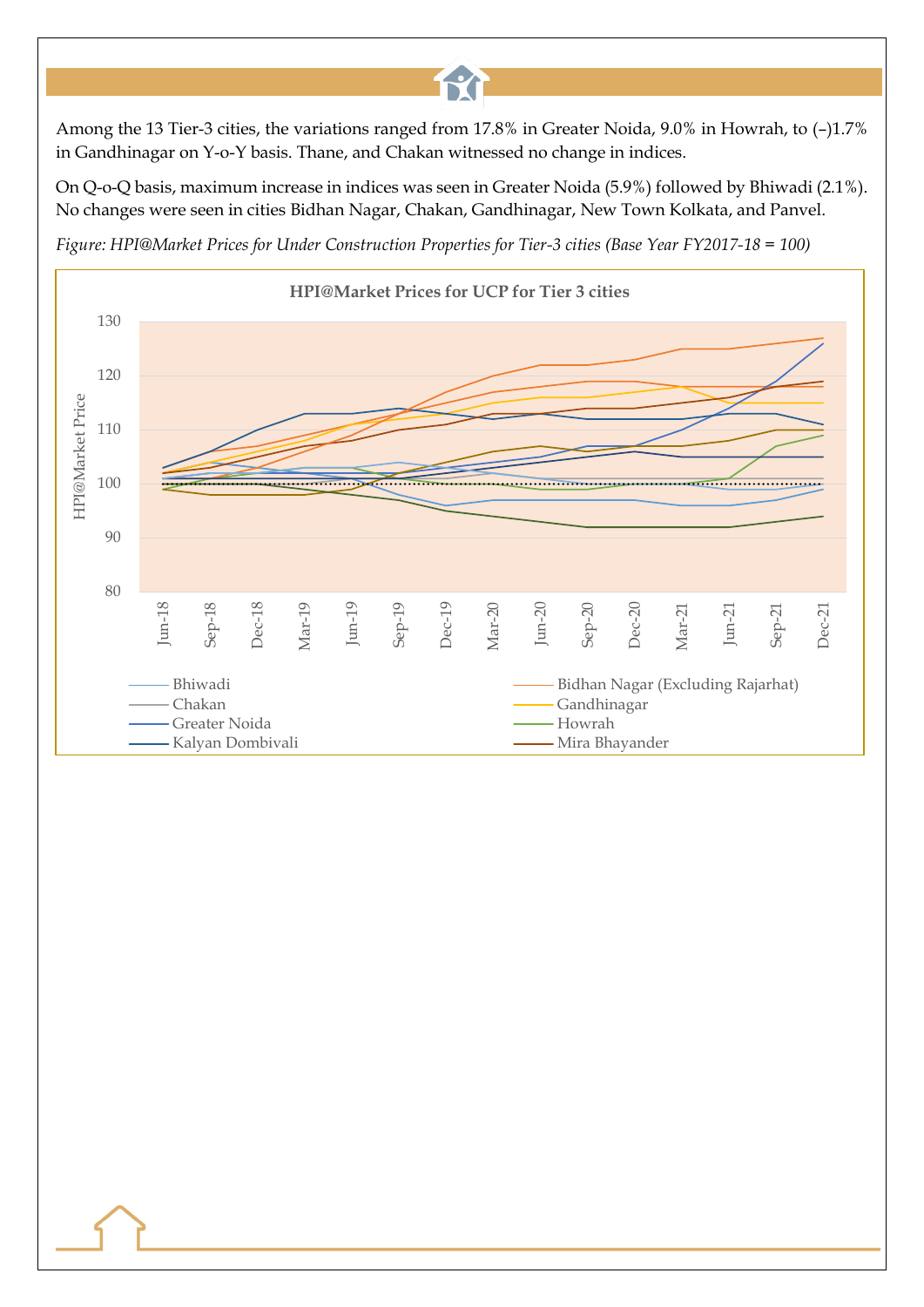Among the 13 Tier-3 cities, the variations ranged from 17.8% in Greater Noida, 9.0% in Howrah, to (–)1.7% in Gandhinagar on Y-o-Y basis. Thane, and Chakan witnessed no change in indices.

On Q-o-Q basis, maximum increase in indices was seen in Greater Noida (5.9%) followed by Bhiwadi (2.1%). No changes were seen in cities Bidhan Nagar, Chakan, Gandhinagar, New Town Kolkata, and Panvel.

*Figure: HPI@Market Prices for Under Construction Properties for Tier-3 cities (Base Year FY2017-18 = 100)*

**HPI@Market Prices for UCP for Tier 3 cities**

HPI@Market Price (y-axis: 80 to 130)

Quarters: Jun-18, Sep-18, Dec-18, Mar-19, Jun-19, Sep-19, Dec-19, Mar-20, Jun-20, Sep-20, Dec-20, Mar-21, Jun-21, Sep-21, Dec-21

Legend: Bhiwadi, Bidhan Nagar (Excluding Rajarhat), Chakan, Gandhinagar, Greater Noida, Howrah, Kalyan Dombivali, Mira Bhayander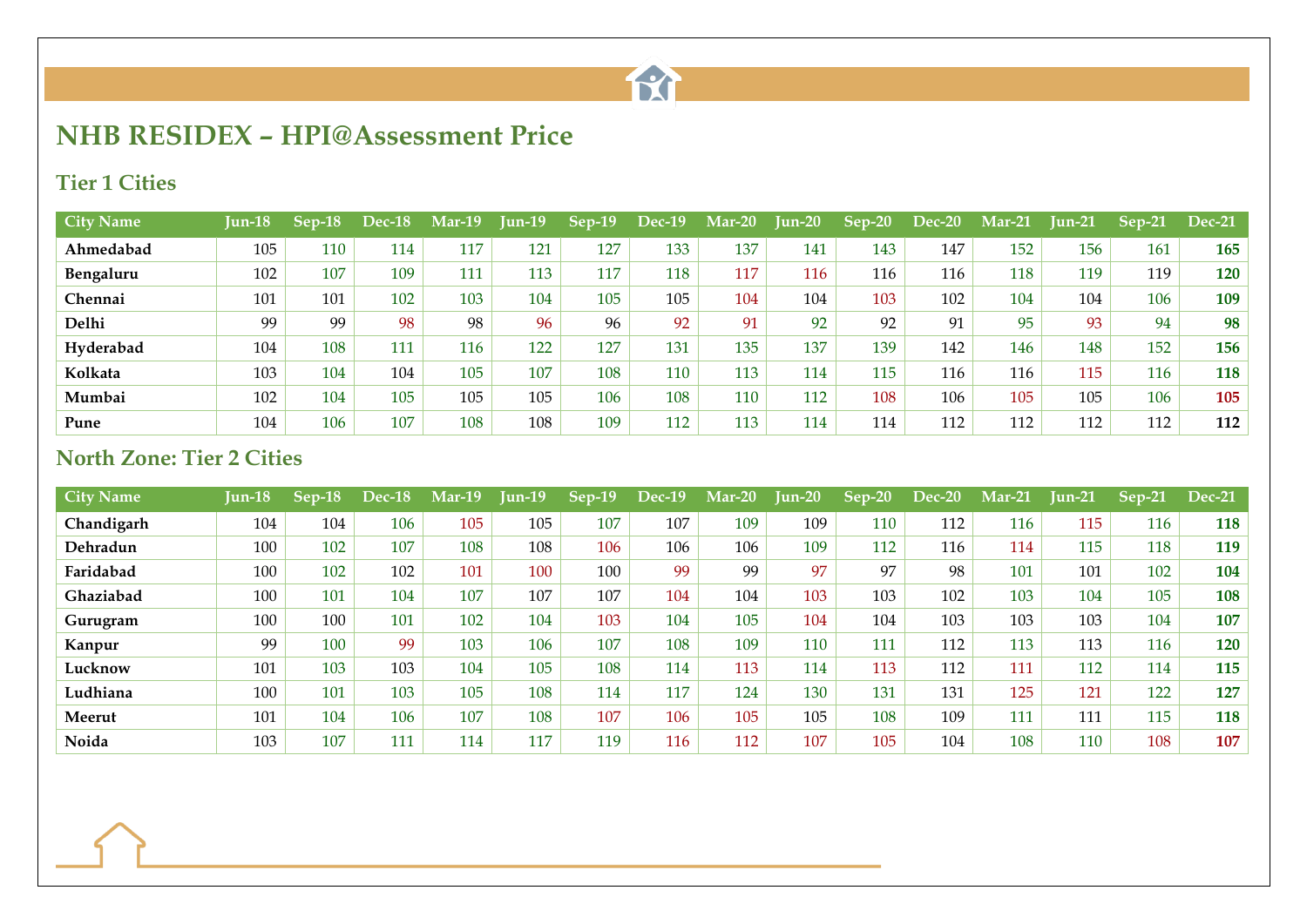# NHB RESIDEX – HPI@Assessment Price

## Tier 1 Cities

| City Name | Jun-18 | Sep-18 | Dec-18 | Mar-19 | Jun-19 | Sep-19 | Dec-19 | Mar-20 | Jun-20 | Sep-20 | Dec-20 | Mar-21 | Jun-21 | Sep-21 | Dec-21 |
|---|---|---|---|---|---|---|---|---|---|---|---|---|---|---|---|
| **Ahmedabad** | 105 | 110 | 114 | 117 | 121 | 127 | 133 | 137 | 141 | 143 | 147 | 152 | 156 | 161 | **165** |
| **Bengaluru** | 102 | 107 | 109 | 111 | 113 | 117 | 118 | 117 | 116 | 116 | 116 | 118 | 119 | 119 | **120** |
| **Chennai** | 101 | 101 | 102 | 103 | 104 | 105 | 105 | 104 | 104 | 103 | 102 | 104 | 104 | 106 | **109** |
| **Delhi** | 99 | 99 | 98 | 98 | 96 | 96 | 92 | 91 | 92 | 92 | 91 | 95 | 93 | 94 | **98** |
| **Hyderabad** | 104 | 108 | 111 | 116 | 122 | 127 | 131 | 135 | 137 | 139 | 142 | 146 | 148 | 152 | **156** |
| **Kolkata** | 103 | 104 | 104 | 105 | 107 | 108 | 110 | 113 | 114 | 115 | 116 | 116 | 115 | 116 | **118** |
| **Mumbai** | 102 | 104 | 105 | 105 | 105 | 106 | 108 | 110 | 112 | 108 | 106 | 105 | 105 | 106 | **105** |
| **Pune** | 104 | 106 | 107 | 108 | 108 | 109 | 112 | 113 | 114 | 114 | 112 | 112 | 112 | 112 | **112** |

## North Zone: Tier 2 Cities

| City Name | Jun-18 | Sep-18 | Dec-18 | Mar-19 | Jun-19 | Sep-19 | Dec-19 | Mar-20 | Jun-20 | Sep-20 | Dec-20 | Mar-21 | Jun-21 | Sep-21 | Dec-21 |
|---|---|---|---|---|---|---|---|---|---|---|---|---|---|---|---|
| **Chandigarh** | 104 | 104 | 106 | 105 | 105 | 107 | 107 | 109 | 109 | 110 | 112 | 116 | 115 | 116 | **118** |
| **Dehradun** | 100 | 102 | 107 | 108 | 108 | 106 | 106 | 106 | 109 | 112 | 116 | 114 | 115 | 118 | **119** |
| **Faridabad** | 100 | 102 | 102 | 101 | 100 | 100 | 99 | 99 | 97 | 97 | 98 | 101 | 101 | 102 | **104** |
| **Ghaziabad** | 100 | 101 | 104 | 107 | 107 | 107 | 104 | 104 | 103 | 103 | 102 | 103 | 104 | 105 | **108** |
| **Gurugram** | 100 | 100 | 101 | 102 | 104 | 103 | 104 | 105 | 104 | 104 | 103 | 103 | 103 | 104 | **107** |
| **Kanpur** | 99 | 100 | 99 | 103 | 106 | 107 | 108 | 109 | 110 | 111 | 112 | 113 | 113 | 116 | **120** |
| **Lucknow** | 101 | 103 | 103 | 104 | 105 | 108 | 114 | 113 | 114 | 113 | 112 | 111 | 112 | 114 | **115** |
| **Ludhiana** | 100 | 101 | 103 | 105 | 108 | 114 | 117 | 124 | 130 | 131 | 131 | 125 | 121 | 122 | **127** |
| **Meerut** | 101 | 104 | 106 | 107 | 108 | 107 | 106 | 105 | 105 | 108 | 109 | 111 | 111 | 115 | **118** |
| **Noida** | 103 | 107 | 111 | 114 | 117 | 119 | 116 | 112 | 107 | 105 | 104 | 108 | 110 | 108 | **107** |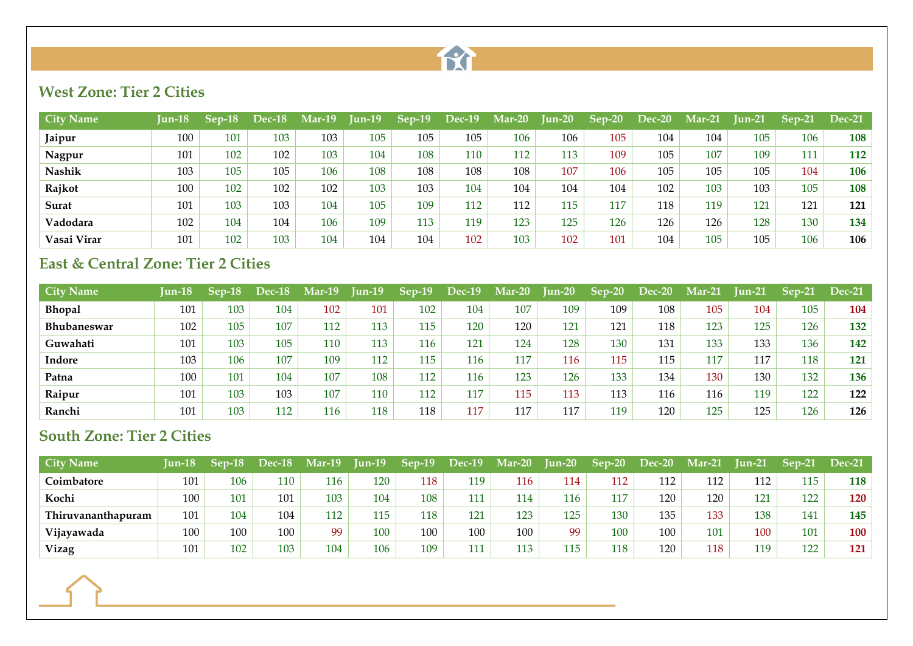## West Zone: Tier 2 Cities

| City Name | Jun-18 | Sep-18 | Dec-18 | Mar-19 | Jun-19 | Sep-19 | Dec-19 | Mar-20 | Jun-20 | Sep-20 | Dec-20 | Mar-21 | Jun-21 | Sep-21 | Dec-21 |
|---|---|---|---|---|---|---|---|---|---|---|---|---|---|---|---|
| **Jaipur** | 100 | 101 | 103 | 103 | 105 | 105 | 105 | 106 | 106 | 105 | 104 | 104 | 105 | 106 | **108** |
| **Nagpur** | 101 | 102 | 102 | 103 | 104 | 108 | 110 | 112 | 113 | 109 | 105 | 107 | 109 | 111 | **112** |
| **Nashik** | 103 | 105 | 105 | 106 | 108 | 108 | 108 | 108 | 107 | 106 | 105 | 105 | 105 | 104 | **106** |
| **Rajkot** | 100 | 102 | 102 | 102 | 103 | 103 | 104 | 104 | 104 | 104 | 102 | 103 | 103 | 105 | **108** |
| **Surat** | 101 | 103 | 103 | 104 | 105 | 109 | 112 | 112 | 115 | 117 | 118 | 119 | 121 | 121 | **121** |
| **Vadodara** | 102 | 104 | 104 | 106 | 109 | 113 | 119 | 123 | 125 | 126 | 126 | 126 | 128 | 130 | **134** |
| **Vasai Virar** | 101 | 102 | 103 | 104 | 104 | 104 | 102 | 103 | 102 | 101 | 104 | 105 | 105 | 106 | **106** |

## East & Central Zone: Tier 2 Cities

| City Name | Jun-18 | Sep-18 | Dec-18 | Mar-19 | Jun-19 | Sep-19 | Dec-19 | Mar-20 | Jun-20 | Sep-20 | Dec-20 | Mar-21 | Jun-21 | Sep-21 | Dec-21 |
|---|---|---|---|---|---|---|---|---|---|---|---|---|---|---|---|
| **Bhopal** | 101 | 103 | 104 | 102 | 101 | 102 | 104 | 107 | 109 | 109 | 108 | 105 | 104 | 105 | **104** |
| **Bhubaneswar** | 102 | 105 | 107 | 112 | 113 | 115 | 120 | 120 | 121 | 121 | 118 | 123 | 125 | 126 | **132** |
| **Guwahati** | 101 | 103 | 105 | 110 | 113 | 116 | 121 | 124 | 128 | 130 | 131 | 133 | 133 | 136 | **142** |
| **Indore** | 103 | 106 | 107 | 109 | 112 | 115 | 116 | 117 | 116 | 115 | 115 | 117 | 117 | 118 | **121** |
| **Patna** | 100 | 101 | 104 | 107 | 108 | 112 | 116 | 123 | 126 | 133 | 134 | 130 | 130 | 132 | **136** |
| **Raipur** | 101 | 103 | 103 | 107 | 110 | 112 | 117 | 115 | 113 | 113 | 116 | 116 | 119 | 122 | **122** |
| **Ranchi** | 101 | 103 | 112 | 116 | 118 | 118 | 117 | 117 | 117 | 119 | 120 | 125 | 125 | 126 | **126** |

## South Zone: Tier 2 Cities

| City Name | Jun-18 | Sep-18 | Dec-18 | Mar-19 | Jun-19 | Sep-19 | Dec-19 | Mar-20 | Jun-20 | Sep-20 | Dec-20 | Mar-21 | Jun-21 | Sep-21 | Dec-21 |
|---|---|---|---|---|---|---|---|---|---|---|---|---|---|---|---|
| **Coimbatore** | 101 | 106 | 110 | 116 | 120 | 118 | 119 | 116 | 114 | 112 | 112 | 112 | 112 | 115 | **118** |
| **Kochi** | 100 | 101 | 101 | 103 | 104 | 108 | 111 | 114 | 116 | 117 | 120 | 120 | 121 | 122 | **120** |
| **Thiruvananthapuram** | 101 | 104 | 104 | 112 | 115 | 118 | 121 | 123 | 125 | 130 | 135 | 133 | 138 | 141 | **145** |
| **Vijayawada** | 100 | 100 | 100 | 99 | 100 | 100 | 100 | 100 | 99 | 100 | 100 | 101 | 100 | 101 | **100** |
| **Vizag** | 101 | 102 | 103 | 104 | 106 | 109 | 111 | 113 | 115 | 118 | 120 | 118 | 119 | 122 | **121** |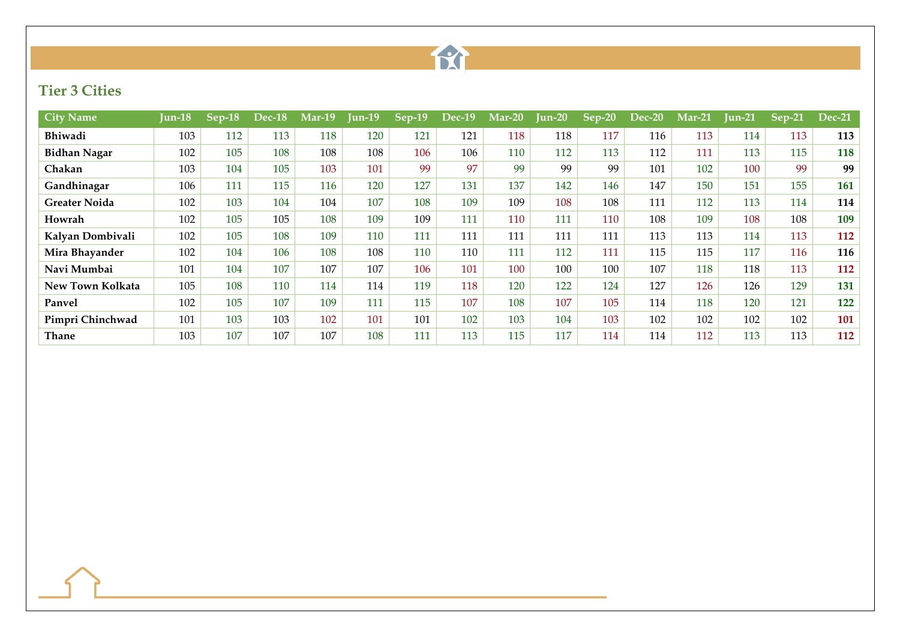## Tier 3 Cities

| City Name | Jun-18 | Sep-18 | Dec-18 | Mar-19 | Jun-19 | Sep-19 | Dec-19 | Mar-20 | Jun-20 | Sep-20 | Dec-20 | Mar-21 | Jun-21 | Sep-21 | Dec-21 |
|---|---|---|---|---|---|---|---|---|---|---|---|---|---|---|---|
| **Bhiwadi** | 103 | 112 | 113 | 118 | 120 | 121 | 121 | 118 | 118 | 117 | 116 | 113 | 114 | 113 | **113** |
| **Bidhan Nagar** | 102 | 105 | 108 | 108 | 108 | 106 | 106 | 110 | 112 | 113 | 112 | 111 | 113 | 115 | **118** |
| **Chakan** | 103 | 104 | 105 | 103 | 101 | 99 | 97 | 99 | 99 | 99 | 101 | 102 | 100 | 99 | **99** |
| **Gandhinagar** | 106 | 111 | 115 | 116 | 120 | 127 | 131 | 137 | 142 | 146 | 147 | 150 | 151 | 155 | **161** |
| **Greater Noida** | 102 | 103 | 104 | 104 | 107 | 108 | 109 | 109 | 108 | 108 | 111 | 112 | 113 | 114 | **114** |
| **Howrah** | 102 | 105 | 105 | 108 | 109 | 109 | 111 | 110 | 111 | 110 | 108 | 109 | 108 | 108 | **109** |
| **Kalyan Dombivali** | 102 | 105 | 108 | 109 | 110 | 111 | 111 | 111 | 111 | 111 | 113 | 113 | 114 | 113 | **112** |
| **Mira Bhayander** | 102 | 104 | 106 | 108 | 108 | 110 | 110 | 111 | 112 | 111 | 115 | 115 | 117 | 116 | **116** |
| **Navi Mumbai** | 101 | 104 | 107 | 107 | 107 | 106 | 101 | 100 | 100 | 100 | 107 | 118 | 118 | 113 | **112** |
| **New Town Kolkata** | 105 | 108 | 110 | 114 | 114 | 119 | 118 | 120 | 122 | 124 | 127 | 126 | 126 | 129 | **131** |
| **Panvel** | 102 | 105 | 107 | 109 | 111 | 115 | 107 | 108 | 107 | 105 | 114 | 118 | 120 | 121 | **122** |
| **Pimpri Chinchwad** | 101 | 103 | 103 | 102 | 101 | 101 | 102 | 103 | 104 | 103 | 102 | 102 | 102 | 102 | **101** |
| **Thane** | 103 | 107 | 107 | 107 | 108 | 111 | 113 | 115 | 117 | 114 | 114 | 112 | 113 | 113 | **112** |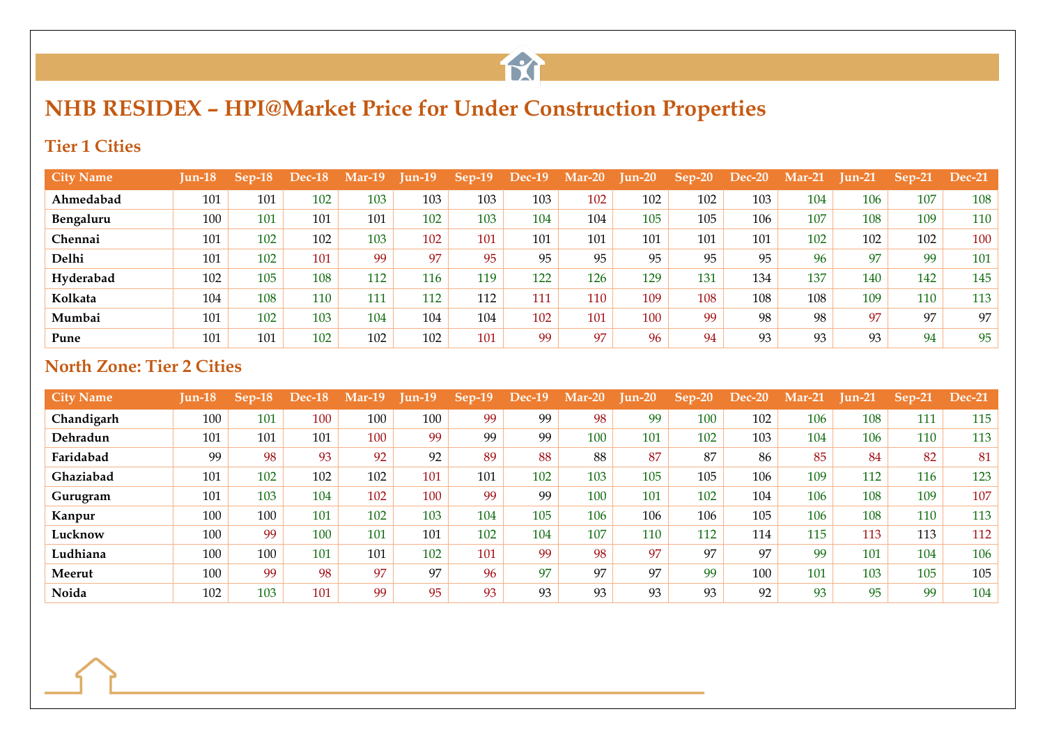# NHB RESIDEX – HPI@Market Price for Under Construction Properties

## Tier 1 Cities

| City Name | Jun-18 | Sep-18 | Dec-18 | Mar-19 | Jun-19 | Sep-19 | Dec-19 | Mar-20 | Jun-20 | Sep-20 | Dec-20 | Mar-21 | Jun-21 | Sep-21 | Dec-21 |
|---|---|---|---|---|---|---|---|---|---|---|---|---|---|---|---|
| **Ahmedabad** | 101 | 101 | 102 | 103 | 103 | 103 | 103 | 102 | 102 | 102 | 103 | 104 | 106 | 107 | 108 |
| **Bengaluru** | 100 | 101 | 101 | 101 | 102 | 103 | 104 | 104 | 105 | 105 | 106 | 107 | 108 | 109 | 110 |
| **Chennai** | 101 | 102 | 102 | 103 | 102 | 101 | 101 | 101 | 101 | 101 | 101 | 102 | 102 | 102 | 100 |
| **Delhi** | 101 | 102 | 101 | 99 | 97 | 95 | 95 | 95 | 95 | 95 | 95 | 96 | 97 | 99 | 101 |
| **Hyderabad** | 102 | 105 | 108 | 112 | 116 | 119 | 122 | 126 | 129 | 131 | 134 | 137 | 140 | 142 | 145 |
| **Kolkata** | 104 | 108 | 110 | 111 | 112 | 112 | 111 | 110 | 109 | 108 | 108 | 108 | 109 | 110 | 113 |
| **Mumbai** | 101 | 102 | 103 | 104 | 104 | 104 | 102 | 101 | 100 | 99 | 98 | 98 | 97 | 97 | 97 |
| **Pune** | 101 | 101 | 102 | 102 | 102 | 101 | 99 | 97 | 96 | 94 | 93 | 93 | 93 | 94 | 95 |

## North Zone: Tier 2 Cities

| City Name | Jun-18 | Sep-18 | Dec-18 | Mar-19 | Jun-19 | Sep-19 | Dec-19 | Mar-20 | Jun-20 | Sep-20 | Dec-20 | Mar-21 | Jun-21 | Sep-21 | Dec-21 |
|---|---|---|---|---|---|---|---|---|---|---|---|---|---|---|---|
| **Chandigarh** | 100 | 101 | 100 | 100 | 100 | 99 | 99 | 98 | 99 | 100 | 102 | 106 | 108 | 111 | 115 |
| **Dehradun** | 101 | 101 | 101 | 100 | 99 | 99 | 99 | 100 | 101 | 102 | 103 | 104 | 106 | 110 | 113 |
| **Faridabad** | 99 | 98 | 93 | 92 | 92 | 89 | 88 | 88 | 87 | 87 | 86 | 85 | 84 | 82 | 81 |
| **Ghaziabad** | 101 | 102 | 102 | 102 | 101 | 101 | 102 | 103 | 105 | 105 | 106 | 109 | 112 | 116 | 123 |
| **Gurugram** | 101 | 103 | 104 | 102 | 100 | 99 | 99 | 100 | 101 | 102 | 104 | 106 | 108 | 109 | 107 |
| **Kanpur** | 100 | 100 | 101 | 102 | 103 | 104 | 105 | 106 | 106 | 106 | 105 | 106 | 108 | 110 | 113 |
| **Lucknow** | 100 | 99 | 100 | 101 | 101 | 102 | 104 | 107 | 110 | 112 | 114 | 115 | 113 | 113 | 112 |
| **Ludhiana** | 100 | 100 | 101 | 101 | 102 | 101 | 99 | 98 | 97 | 97 | 97 | 99 | 101 | 104 | 106 |
| **Meerut** | 100 | 99 | 98 | 97 | 97 | 96 | 97 | 97 | 97 | 99 | 100 | 101 | 103 | 105 | 105 |
| **Noida** | 102 | 103 | 101 | 99 | 95 | 93 | 93 | 93 | 93 | 93 | 92 | 93 | 95 | 99 | 104 |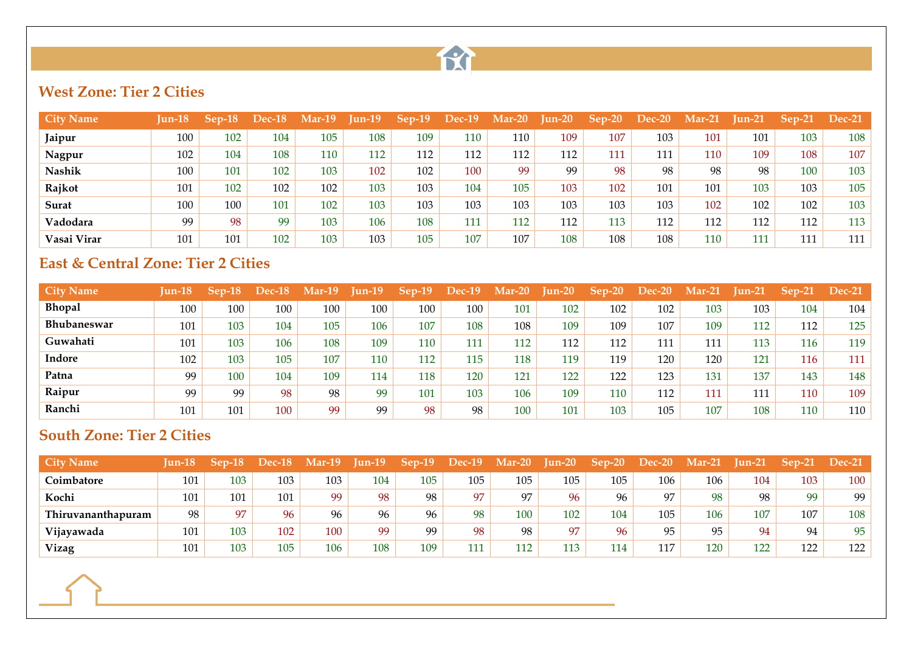## West Zone: Tier 2 Cities

| City Name | Jun-18 | Sep-18 | Dec-18 | Mar-19 | Jun-19 | Sep-19 | Dec-19 | Mar-20 | Jun-20 | Sep-20 | Dec-20 | Mar-21 | Jun-21 | Sep-21 | Dec-21 |
|---|---|---|---|---|---|---|---|---|---|---|---|---|---|---|---|
| **Jaipur** | 100 | 102 | 104 | 105 | 108 | 109 | 110 | 110 | 109 | 107 | 103 | 101 | 101 | 103 | 108 |
| **Nagpur** | 102 | 104 | 108 | 110 | 112 | 112 | 112 | 112 | 112 | 111 | 111 | 110 | 109 | 108 | 107 |
| **Nashik** | 100 | 101 | 102 | 103 | 102 | 102 | 100 | 99 | 99 | 98 | 98 | 98 | 98 | 100 | 103 |
| **Rajkot** | 101 | 102 | 102 | 102 | 103 | 103 | 104 | 105 | 103 | 102 | 101 | 101 | 103 | 103 | 105 |
| **Surat** | 100 | 100 | 101 | 102 | 103 | 103 | 103 | 103 | 103 | 103 | 103 | 102 | 102 | 102 | 103 |
| **Vadodara** | 99 | 98 | 99 | 103 | 106 | 108 | 111 | 112 | 112 | 113 | 112 | 112 | 112 | 112 | 113 |
| **Vasai Virar** | 101 | 101 | 102 | 103 | 103 | 105 | 107 | 107 | 108 | 108 | 108 | 110 | 111 | 111 | 111 |

## East & Central Zone: Tier 2 Cities

| City Name | Jun-18 | Sep-18 | Dec-18 | Mar-19 | Jun-19 | Sep-19 | Dec-19 | Mar-20 | Jun-20 | Sep-20 | Dec-20 | Mar-21 | Jun-21 | Sep-21 | Dec-21 |
|---|---|---|---|---|---|---|---|---|---|---|---|---|---|---|---|
| **Bhopal** | 100 | 100 | 100 | 100 | 100 | 100 | 100 | 101 | 102 | 102 | 102 | 103 | 103 | 104 | 104 |
| **Bhubaneswar** | 101 | 103 | 104 | 105 | 106 | 107 | 108 | 108 | 109 | 109 | 107 | 109 | 112 | 112 | 125 |
| **Guwahati** | 101 | 103 | 106 | 108 | 109 | 110 | 111 | 112 | 112 | 112 | 111 | 111 | 113 | 116 | 119 |
| **Indore** | 102 | 103 | 105 | 107 | 110 | 112 | 115 | 118 | 119 | 119 | 120 | 120 | 121 | 116 | 111 |
| **Patna** | 99 | 100 | 104 | 109 | 114 | 118 | 120 | 121 | 122 | 122 | 123 | 131 | 137 | 143 | 148 |
| **Raipur** | 99 | 99 | 98 | 98 | 99 | 101 | 103 | 106 | 109 | 110 | 112 | 111 | 111 | 110 | 109 |
| **Ranchi** | 101 | 101 | 100 | 99 | 99 | 98 | 98 | 100 | 101 | 103 | 105 | 107 | 108 | 110 | 110 |

## South Zone: Tier 2 Cities

| City Name | Jun-18 | Sep-18 | Dec-18 | Mar-19 | Jun-19 | Sep-19 | Dec-19 | Mar-20 | Jun-20 | Sep-20 | Dec-20 | Mar-21 | Jun-21 | Sep-21 | Dec-21 |
|---|---|---|---|---|---|---|---|---|---|---|---|---|---|---|---|
| **Coimbatore** | 101 | 103 | 103 | 103 | 104 | 105 | 105 | 105 | 105 | 105 | 106 | 106 | 104 | 103 | 100 |
| **Kochi** | 101 | 101 | 101 | 99 | 98 | 98 | 97 | 97 | 96 | 96 | 97 | 98 | 98 | 99 | 99 |
| **Thiruvananthapuram** | 98 | 97 | 96 | 96 | 96 | 96 | 98 | 100 | 102 | 104 | 105 | 106 | 107 | 107 | 108 |
| **Vijayawada** | 101 | 103 | 102 | 100 | 99 | 99 | 98 | 98 | 97 | 96 | 95 | 95 | 94 | 94 | 95 |
| **Vizag** | 101 | 103 | 105 | 106 | 108 | 109 | 111 | 112 | 113 | 114 | 117 | 120 | 122 | 122 | 122 |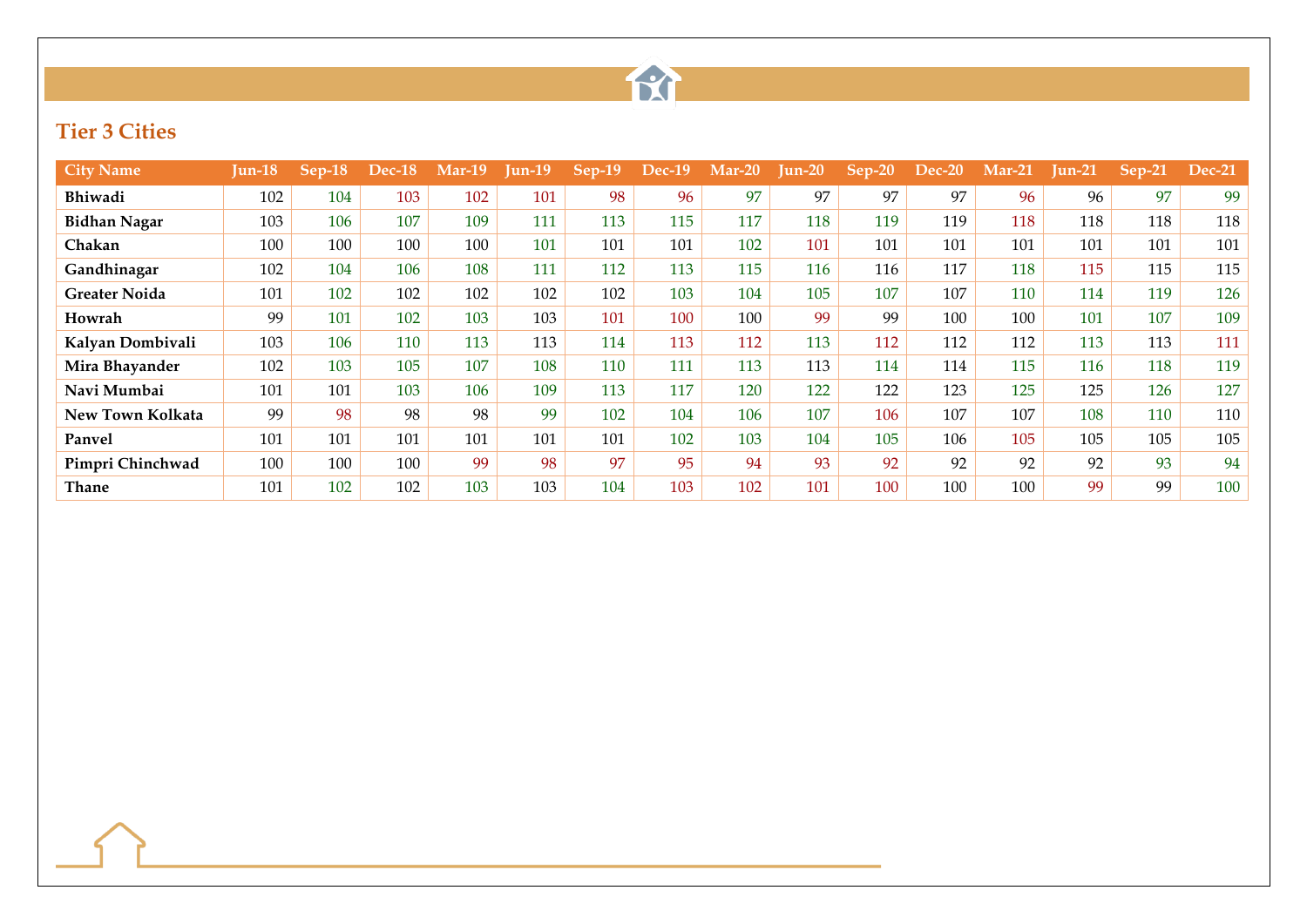## Tier 3 Cities

| City Name | Jun-18 | Sep-18 | Dec-18 | Mar-19 | Jun-19 | Sep-19 | Dec-19 | Mar-20 | Jun-20 | Sep-20 | Dec-20 | Mar-21 | Jun-21 | Sep-21 | Dec-21 |
|---|---|---|---|---|---|---|---|---|---|---|---|---|---|---|---|
| **Bhiwadi** | 102 | 104 | 103 | 102 | 101 | 98 | 96 | 97 | 97 | 97 | 97 | 96 | 96 | 97 | 99 |
| **Bidhan Nagar** | 103 | 106 | 107 | 109 | 111 | 113 | 115 | 117 | 118 | 119 | 119 | 118 | 118 | 118 | 118 |
| **Chakan** | 100 | 100 | 100 | 100 | 101 | 101 | 101 | 102 | 101 | 101 | 101 | 101 | 101 | 101 | 101 |
| **Gandhinagar** | 102 | 104 | 106 | 108 | 111 | 112 | 113 | 115 | 116 | 116 | 117 | 118 | 115 | 115 | 115 |
| **Greater Noida** | 101 | 102 | 102 | 102 | 102 | 102 | 103 | 104 | 105 | 107 | 107 | 110 | 114 | 119 | 126 |
| **Howrah** | 99 | 101 | 102 | 103 | 103 | 101 | 100 | 100 | 99 | 99 | 100 | 100 | 101 | 107 | 109 |
| **Kalyan Dombivali** | 103 | 106 | 110 | 113 | 113 | 114 | 113 | 112 | 113 | 112 | 112 | 112 | 113 | 113 | 111 |
| **Mira Bhayander** | 102 | 103 | 105 | 107 | 108 | 110 | 111 | 113 | 113 | 114 | 114 | 115 | 116 | 118 | 119 |
| **Navi Mumbai** | 101 | 101 | 103 | 106 | 109 | 113 | 117 | 120 | 122 | 122 | 123 | 125 | 125 | 126 | 127 |
| **New Town Kolkata** | 99 | 98 | 98 | 98 | 99 | 102 | 104 | 106 | 107 | 106 | 107 | 107 | 108 | 110 | 110 |
| **Panvel** | 101 | 101 | 101 | 101 | 101 | 101 | 102 | 103 | 104 | 105 | 106 | 105 | 105 | 105 | 105 |
| **Pimpri Chinchwad** | 100 | 100 | 100 | 99 | 98 | 97 | 95 | 94 | 93 | 92 | 92 | 92 | 92 | 93 | 94 |
| **Thane** | 101 | 102 | 102 | 103 | 103 | 104 | 103 | 102 | 101 | 100 | 100 | 100 | 99 | 99 | 100 |